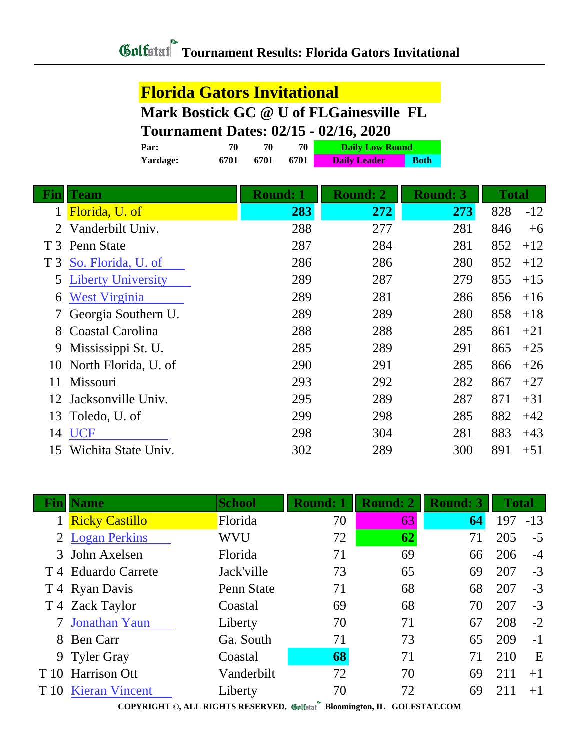# Tournament Results: Florida Gators Invitational

## Florida Gators Invitational

**Mark Bostick GC @ U of FLGainesville FL**

**Tournament Dates: 02/15 - 02/16, 2020**

| | | | | |
|---|---|---|---|---|
| **Par:** | **70** | **70** | **70** | **Daily Low Round** |
| **Yardage:** | **6701** | **6701** | **6701** | **Daily Leader** / **Both** |

| Fin | Team | Round: 1 | Round: 2 | Round: 3 | Total | |
|---|---|---|---|---|---|---|
| 1 | Florida, U. of | **283** | **272** | **273** | 828 | -12 |
| 2 | Vanderbilt Univ. | 288 | 277 | 281 | 846 | +6 |
| T 3 | Penn State | 287 | 284 | 281 | 852 | +12 |
| T 3 | So. Florida, U. of | 286 | 286 | 280 | 852 | +12 |
| 5 | Liberty University | 289 | 287 | 279 | 855 | +15 |
| 6 | West Virginia | 289 | 281 | 286 | 856 | +16 |
| 7 | Georgia Southern U. | 289 | 289 | 280 | 858 | +18 |
| 8 | Coastal Carolina | 288 | 288 | 285 | 861 | +21 |
| 9 | Mississippi St. U. | 285 | 289 | 291 | 865 | +25 |
| 10 | North Florida, U. of | 290 | 291 | 285 | 866 | +26 |
| 11 | Missouri | 293 | 292 | 282 | 867 | +27 |
| 12 | Jacksonville Univ. | 295 | 289 | 287 | 871 | +31 |
| 13 | Toledo, U. of | 299 | 298 | 285 | 882 | +42 |
| 14 | UCF | 298 | 304 | 281 | 883 | +43 |
| 15 | Wichita State Univ. | 302 | 289 | 300 | 891 | +51 |

| Fin | Name | School | Round: 1 | Round: 2 | Round: 3 | Total | |
|---|---|---|---|---|---|---|---|
| 1 | Ricky Castillo | Florida | 70 | 63 | **64** | 197 | -13 |
| 2 | Logan Perkins | WVU | 72 | **62** | 71 | 205 | -5 |
| 3 | John Axelsen | Florida | 71 | 69 | 66 | 206 | -4 |
| T 4 | Eduardo Carrete | Jack'ville | 73 | 65 | 69 | 207 | -3 |
| T 4 | Ryan Davis | Penn State | 71 | 68 | 68 | 207 | -3 |
| T 4 | Zack Taylor | Coastal | 69 | 68 | 70 | 207 | -3 |
| 7 | Jonathan Yaun | Liberty | 70 | 71 | 67 | 208 | -2 |
| 8 | Ben Carr | Ga. South | 71 | 73 | 65 | 209 | -1 |
| 9 | Tyler Gray | Coastal | **68** | 71 | 71 | 210 | E |
| T 10 | Harrison Ott | Vanderbilt | 72 | 70 | 69 | 211 | +1 |
| T 10 | Kieran Vincent | Liberty | 70 | 72 | 69 | 211 | +1 |

COPYRIGHT ©, ALL RIGHTS RESERVED, Golfstat Bloomington, IL GOLFSTAT.COM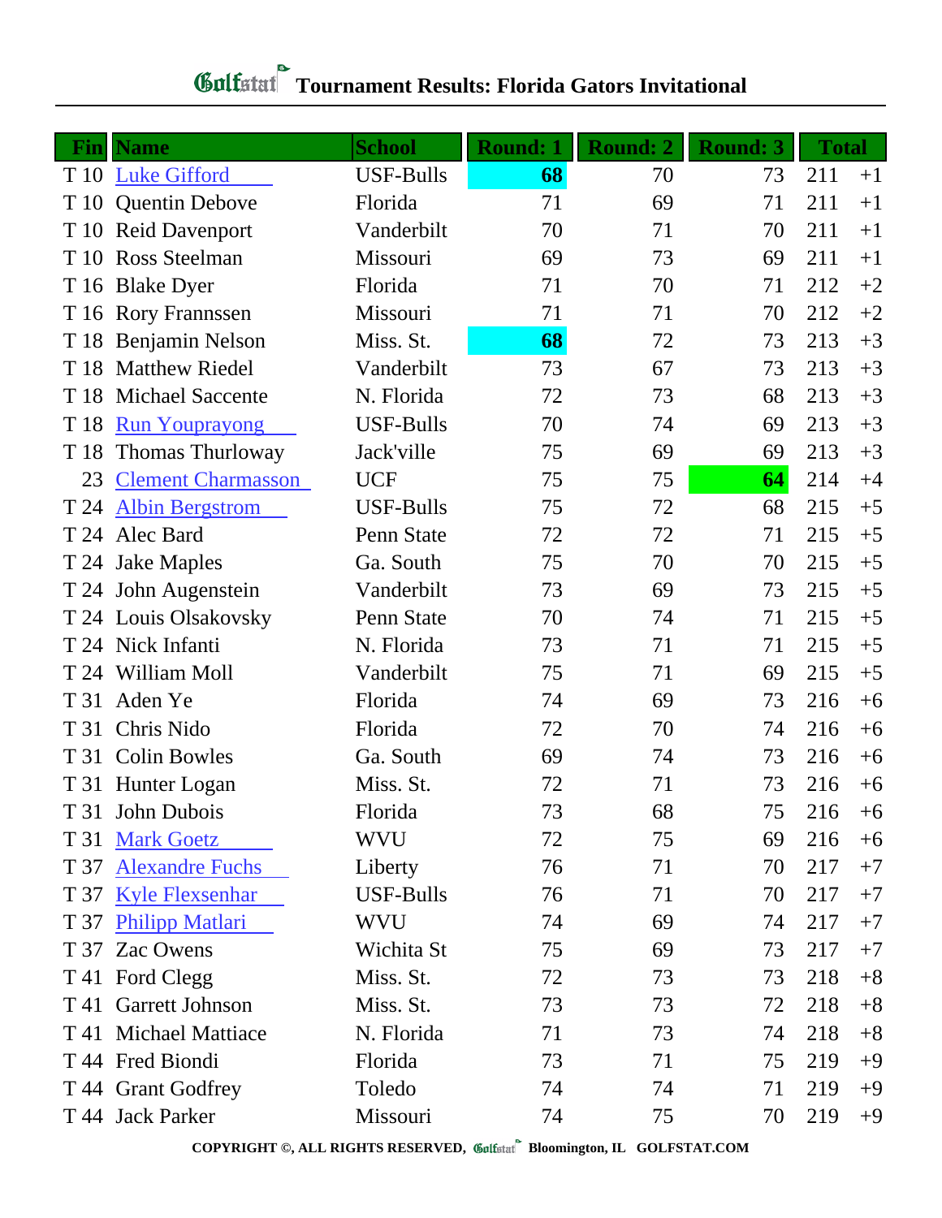# Golfstat Tournament Results: Florida Gators Invitational

| Fin | Name | School | Round: 1 | Round: 2 | Round: 3 | Total | |
|---|---|---|---|---|---|---|---|
| T 10 | Luke Gifford | USF-Bulls | **68** | 70 | 73 | 211 | +1 |
| T 10 | Quentin Debove | Florida | 71 | 69 | 71 | 211 | +1 |
| T 10 | Reid Davenport | Vanderbilt | 70 | 71 | 70 | 211 | +1 |
| T 10 | Ross Steelman | Missouri | 69 | 73 | 69 | 211 | +1 |
| T 16 | Blake Dyer | Florida | 71 | 70 | 71 | 212 | +2 |
| T 16 | Rory Frannssen | Missouri | 71 | 71 | 70 | 212 | +2 |
| T 18 | Benjamin Nelson | Miss. St. | **68** | 72 | 73 | 213 | +3 |
| T 18 | Matthew Riedel | Vanderbilt | 73 | 67 | 73 | 213 | +3 |
| T 18 | Michael Saccente | N. Florida | 72 | 73 | 68 | 213 | +3 |
| T 18 | Run Youprayong | USF-Bulls | 70 | 74 | 69 | 213 | +3 |
| T 18 | Thomas Thurloway | Jack'ville | 75 | 69 | 69 | 213 | +3 |
| 23 | Clement Charmasson | UCF | 75 | 75 | **64** | 214 | +4 |
| T 24 | Albin Bergstrom | USF-Bulls | 75 | 72 | 68 | 215 | +5 |
| T 24 | Alec Bard | Penn State | 72 | 72 | 71 | 215 | +5 |
| T 24 | Jake Maples | Ga. South | 75 | 70 | 70 | 215 | +5 |
| T 24 | John Augenstein | Vanderbilt | 73 | 69 | 73 | 215 | +5 |
| T 24 | Louis Olsakovsky | Penn State | 70 | 74 | 71 | 215 | +5 |
| T 24 | Nick Infanti | N. Florida | 73 | 71 | 71 | 215 | +5 |
| T 24 | William Moll | Vanderbilt | 75 | 71 | 69 | 215 | +5 |
| T 31 | Aden Ye | Florida | 74 | 69 | 73 | 216 | +6 |
| T 31 | Chris Nido | Florida | 72 | 70 | 74 | 216 | +6 |
| T 31 | Colin Bowles | Ga. South | 69 | 74 | 73 | 216 | +6 |
| T 31 | Hunter Logan | Miss. St. | 72 | 71 | 73 | 216 | +6 |
| T 31 | John Dubois | Florida | 73 | 68 | 75 | 216 | +6 |
| T 31 | Mark Goetz | WVU | 72 | 75 | 69 | 216 | +6 |
| T 37 | Alexandre Fuchs | Liberty | 76 | 71 | 70 | 217 | +7 |
| T 37 | Kyle Flexsenhar | USF-Bulls | 76 | 71 | 70 | 217 | +7 |
| T 37 | Philipp Matlari | WVU | 74 | 69 | 74 | 217 | +7 |
| T 37 | Zac Owens | Wichita St | 75 | 69 | 73 | 217 | +7 |
| T 41 | Ford Clegg | Miss. St. | 72 | 73 | 73 | 218 | +8 |
| T 41 | Garrett Johnson | Miss. St. | 73 | 73 | 72 | 218 | +8 |
| T 41 | Michael Mattiace | N. Florida | 71 | 73 | 74 | 218 | +8 |
| T 44 | Fred Biondi | Florida | 73 | 71 | 75 | 219 | +9 |
| T 44 | Grant Godfrey | Toledo | 74 | 74 | 71 | 219 | +9 |
| T 44 | Jack Parker | Missouri | 74 | 75 | 70 | 219 | +9 |

COPYRIGHT ©, ALL RIGHTS RESERVED, Golfstat Bloomington, IL GOLFSTAT.COM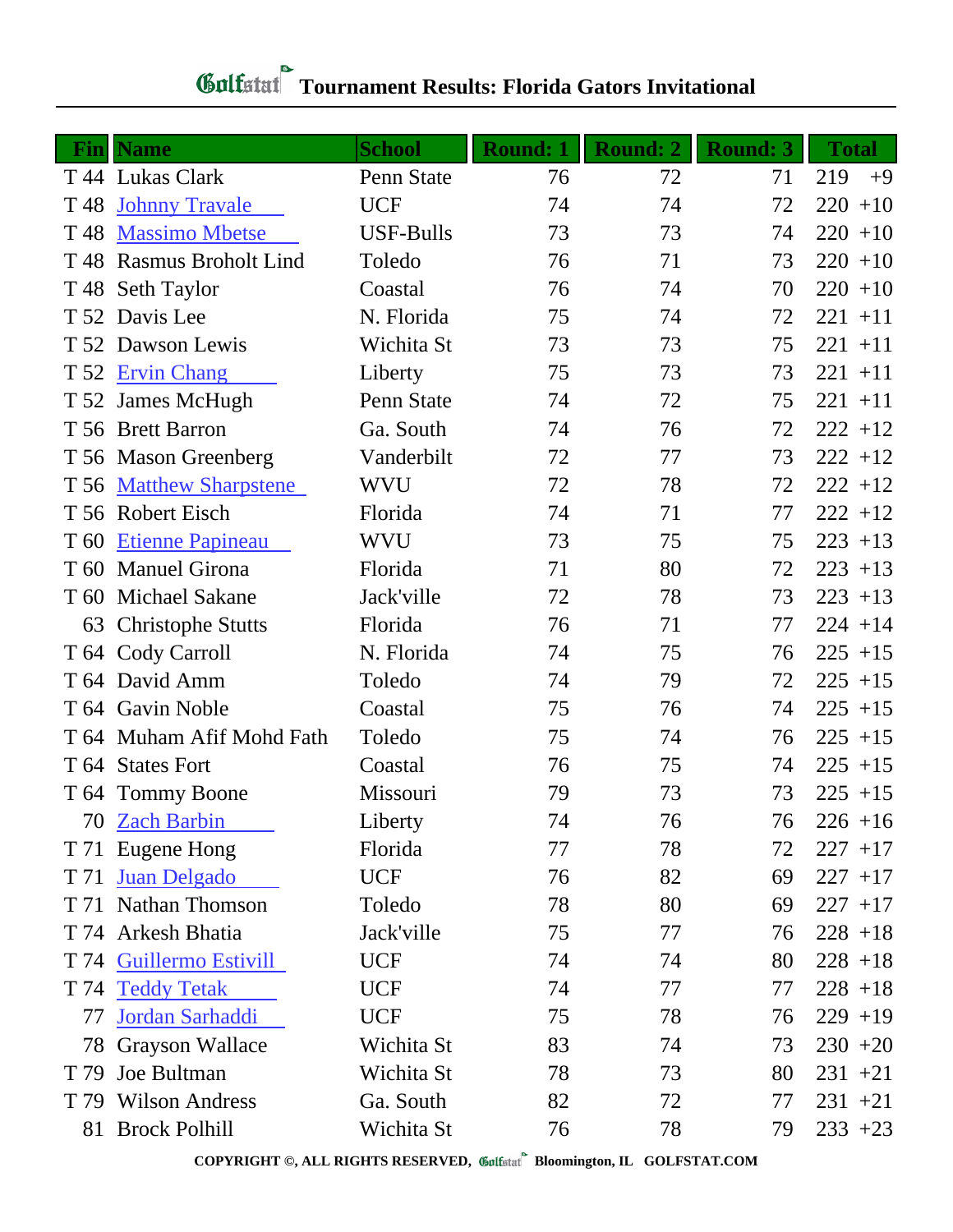# Golfstat Tournament Results: Florida Gators Invitational

| Fin | Name | School | Round: 1 | Round: 2 | Round: 3 | Total | |
|---|---|---|---|---|---|---|---|
| T 44 | Lukas Clark | Penn State | 76 | 72 | 71 | 219 | +9 |
| T 48 | Johnny Travale | UCF | 74 | 74 | 72 | 220 | +10 |
| T 48 | Massimo Mbetse | USF-Bulls | 73 | 73 | 74 | 220 | +10 |
| T 48 | Rasmus Broholt Lind | Toledo | 76 | 71 | 73 | 220 | +10 |
| T 48 | Seth Taylor | Coastal | 76 | 74 | 70 | 220 | +10 |
| T 52 | Davis Lee | N. Florida | 75 | 74 | 72 | 221 | +11 |
| T 52 | Dawson Lewis | Wichita St | 73 | 73 | 75 | 221 | +11 |
| T 52 | Ervin Chang | Liberty | 75 | 73 | 73 | 221 | +11 |
| T 52 | James McHugh | Penn State | 74 | 72 | 75 | 221 | +11 |
| T 56 | Brett Barron | Ga. South | 74 | 76 | 72 | 222 | +12 |
| T 56 | Mason Greenberg | Vanderbilt | 72 | 77 | 73 | 222 | +12 |
| T 56 | Matthew Sharpstene | WVU | 72 | 78 | 72 | 222 | +12 |
| T 56 | Robert Eisch | Florida | 74 | 71 | 77 | 222 | +12 |
| T 60 | Etienne Papineau | WVU | 73 | 75 | 75 | 223 | +13 |
| T 60 | Manuel Girona | Florida | 71 | 80 | 72 | 223 | +13 |
| T 60 | Michael Sakane | Jack'ville | 72 | 78 | 73 | 223 | +13 |
| 63 | Christophe Stutts | Florida | 76 | 71 | 77 | 224 | +14 |
| T 64 | Cody Carroll | N. Florida | 74 | 75 | 76 | 225 | +15 |
| T 64 | David Amm | Toledo | 74 | 79 | 72 | 225 | +15 |
| T 64 | Gavin Noble | Coastal | 75 | 76 | 74 | 225 | +15 |
| T 64 | Muham Afif Mohd Fath | Toledo | 75 | 74 | 76 | 225 | +15 |
| T 64 | States Fort | Coastal | 76 | 75 | 74 | 225 | +15 |
| T 64 | Tommy Boone | Missouri | 79 | 73 | 73 | 225 | +15 |
| 70 | Zach Barbin | Liberty | 74 | 76 | 76 | 226 | +16 |
| T 71 | Eugene Hong | Florida | 77 | 78 | 72 | 227 | +17 |
| T 71 | Juan Delgado | UCF | 76 | 82 | 69 | 227 | +17 |
| T 71 | Nathan Thomson | Toledo | 78 | 80 | 69 | 227 | +17 |
| T 74 | Arkesh Bhatia | Jack'ville | 75 | 77 | 76 | 228 | +18 |
| T 74 | Guillermo Estivill | UCF | 74 | 74 | 80 | 228 | +18 |
| T 74 | Teddy Tetak | UCF | 74 | 77 | 77 | 228 | +18 |
| 77 | Jordan Sarhaddi | UCF | 75 | 78 | 76 | 229 | +19 |
| 78 | Grayson Wallace | Wichita St | 83 | 74 | 73 | 230 | +20 |
| T 79 | Joe Bultman | Wichita St | 78 | 73 | 80 | 231 | +21 |
| T 79 | Wilson Andress | Ga. South | 82 | 72 | 77 | 231 | +21 |
| 81 | Brock Polhill | Wichita St | 76 | 78 | 79 | 233 | +23 |

COPYRIGHT ©, ALL RIGHTS RESERVED, Golfstat Bloomington, IL GOLFSTAT.COM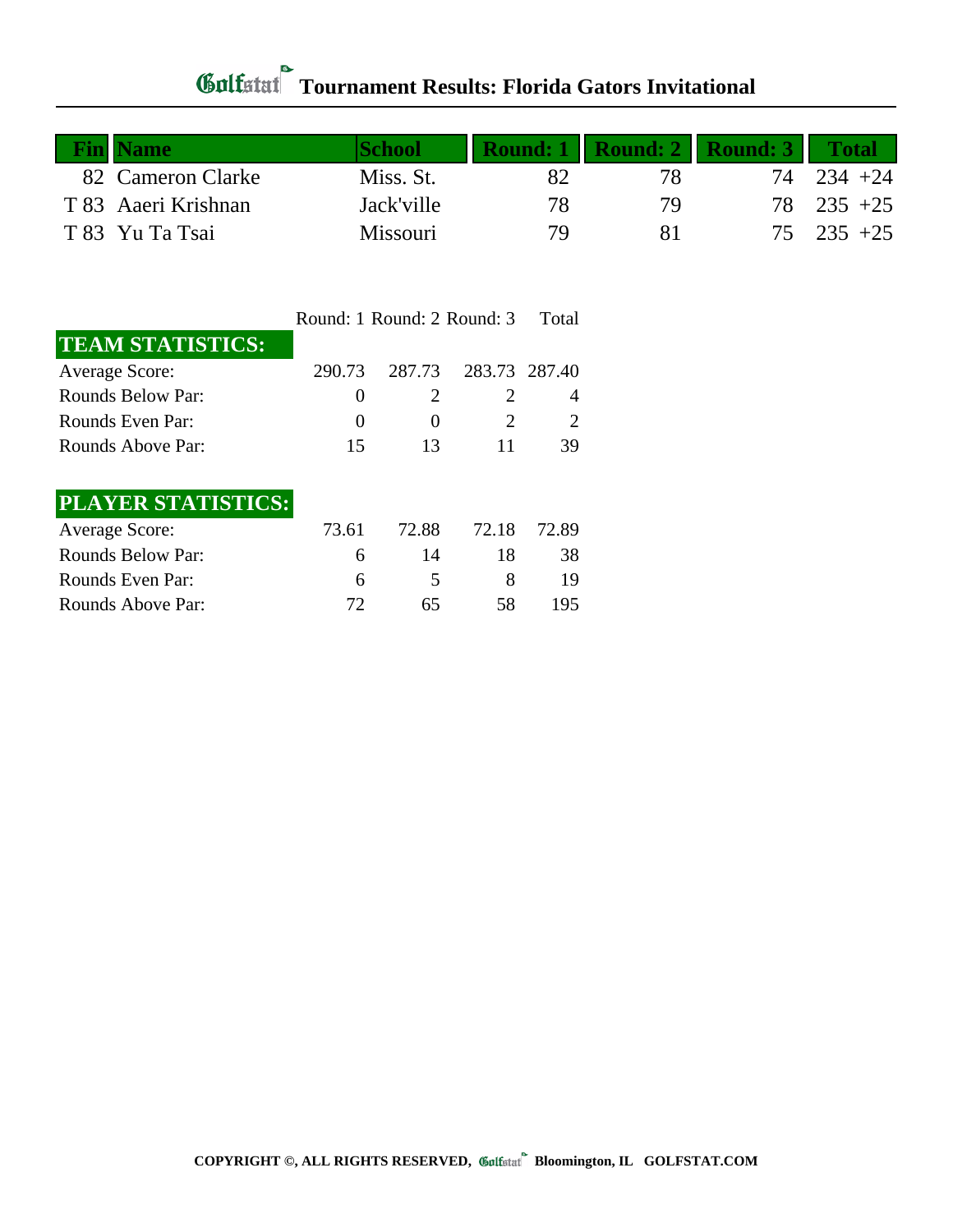# Golfstat Tournament Results: Florida Gators Invitational

| Fin | Name | School | Round: 1 | Round: 2 | Round: 3 | Total |
|---|---|---|---|---|---|---|
| 82 | Cameron Clarke | Miss. St. | 82 | 78 | 74 | 234 +24 |
| T 83 | Aaeri Krishnan | Jack'ville | 78 | 79 | 78 | 235 +25 |
| T 83 | Yu Ta Tsai | Missouri | 79 | 81 | 75 | 235 +25 |

| TEAM STATISTICS: | Round: 1 | Round: 2 | Round: 3 | Total |
|---|---|---|---|---|
| Average Score: | 290.73 | 287.73 | 283.73 | 287.40 |
| Rounds Below Par: | 0 | 2 | 2 | 4 |
| Rounds Even Par: | 0 | 0 | 2 | 2 |
| Rounds Above Par: | 15 | 13 | 11 | 39 |

| PLAYER STATISTICS: | Round: 1 | Round: 2 | Round: 3 | Total |
|---|---|---|---|---|
| Average Score: | 73.61 | 72.88 | 72.18 | 72.89 |
| Rounds Below Par: | 6 | 14 | 18 | 38 |
| Rounds Even Par: | 6 | 5 | 8 | 19 |
| Rounds Above Par: | 72 | 65 | 58 | 195 |

**COPYRIGHT ©, ALL RIGHTS RESERVED, Golfstat Bloomington, IL GOLFSTAT.COM**